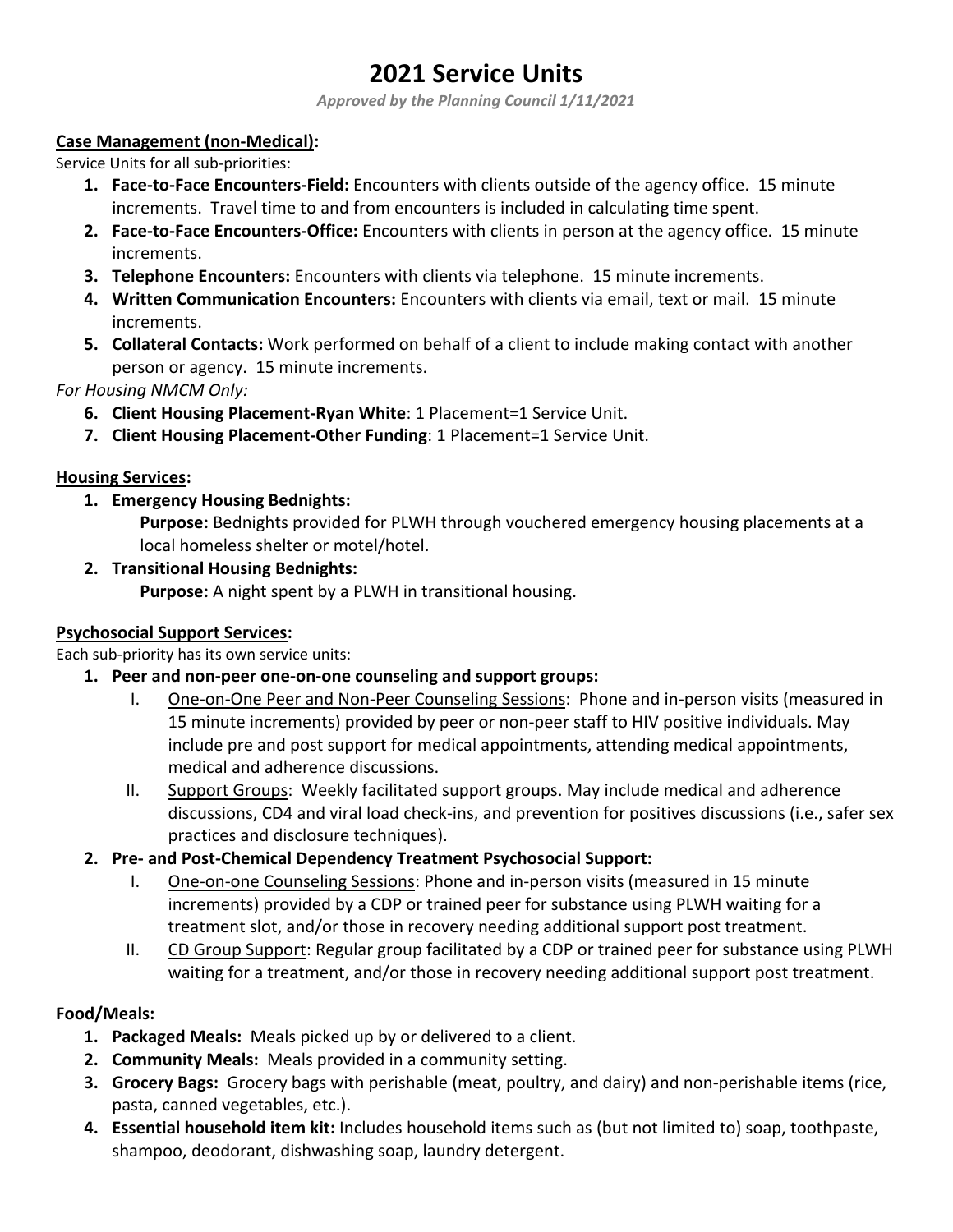# 2021 Service Units

*Approved by the Planning Council 1/11/2021*

**Case Management (non-Medical):**

Service Units for all sub-priorities:

1. **Face-to-Face Encounters-Field:** Encounters with clients outside of the agency office. 15 minute increments. Travel time to and from encounters is included in calculating time spent.
2. **Face-to-Face Encounters-Office:** Encounters with clients in person at the agency office. 15 minute increments.
3. **Telephone Encounters:** Encounters with clients via telephone. 15 minute increments.
4. **Written Communication Encounters:** Encounters with clients via email, text or mail. 15 minute increments.
5. **Collateral Contacts:** Work performed on behalf of a client to include making contact with another person or agency. 15 minute increments.

*For Housing NMCM Only:*

6. **Client Housing Placement-Ryan White**: 1 Placement=1 Service Unit.
7. **Client Housing Placement-Other Funding**: 1 Placement=1 Service Unit.

**Housing Services:**

1. **Emergency Housing Bednights:**
   **Purpose:** Bednights provided for PLWH through vouchered emergency housing placements at a local homeless shelter or motel/hotel.
2. **Transitional Housing Bednights:**
   **Purpose:** A night spent by a PLWH in transitional housing.

**Psychosocial Support Services:**

Each sub-priority has its own service units:

1. **Peer and non-peer one-on-one counseling and support groups:**
   - I. One-on-One Peer and Non-Peer Counseling Sessions: Phone and in-person visits (measured in 15 minute increments) provided by peer or non-peer staff to HIV positive individuals. May include pre and post support for medical appointments, attending medical appointments, medical and adherence discussions.
   - II. Support Groups: Weekly facilitated support groups. May include medical and adherence discussions, CD4 and viral load check-ins, and prevention for positives discussions (i.e., safer sex practices and disclosure techniques).
2. **Pre- and Post-Chemical Dependency Treatment Psychosocial Support:**
   - I. One-on-one Counseling Sessions: Phone and in-person visits (measured in 15 minute increments) provided by a CDP or trained peer for substance using PLWH waiting for a treatment slot, and/or those in recovery needing additional support post treatment.
   - II. CD Group Support: Regular group facilitated by a CDP or trained peer for substance using PLWH waiting for a treatment, and/or those in recovery needing additional support post treatment.

**Food/Meals:**

1. **Packaged Meals:** Meals picked up by or delivered to a client.
2. **Community Meals:** Meals provided in a community setting.
3. **Grocery Bags:** Grocery bags with perishable (meat, poultry, and dairy) and non-perishable items (rice, pasta, canned vegetables, etc.).
4. **Essential household item kit:** Includes household items such as (but not limited to) soap, toothpaste, shampoo, deodorant, dishwashing soap, laundry detergent.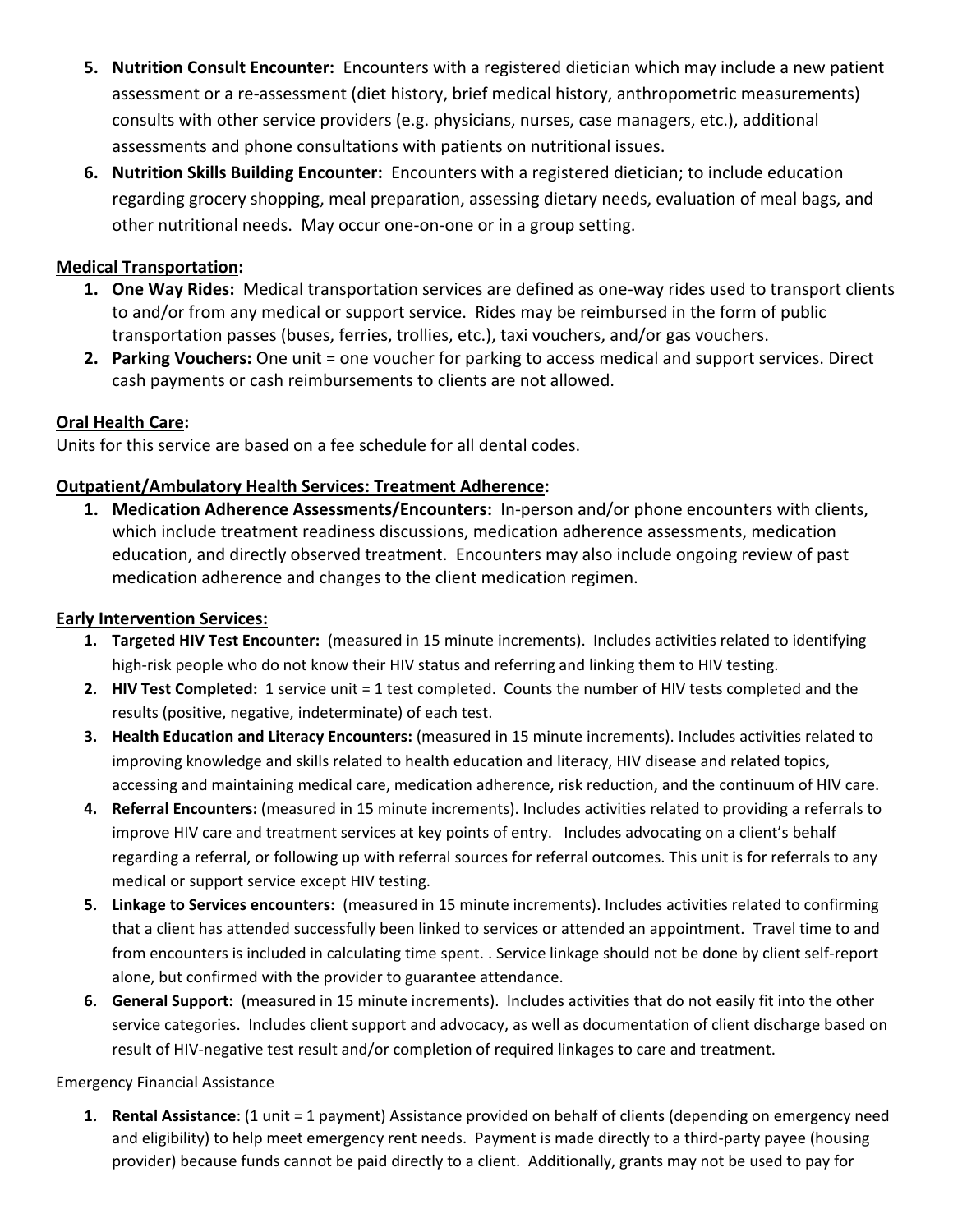5. **Nutrition Consult Encounter:** Encounters with a registered dietician which may include a new patient assessment or a re-assessment (diet history, brief medical history, anthropometric measurements) consults with other service providers (e.g. physicians, nurses, case managers, etc.), additional assessments and phone consultations with patients on nutritional issues.
6. **Nutrition Skills Building Encounter:** Encounters with a registered dietician; to include education regarding grocery shopping, meal preparation, assessing dietary needs, evaluation of meal bags, and other nutritional needs. May occur one-on-one or in a group setting.

**Medical Transportation:**

1. **One Way Rides:** Medical transportation services are defined as one-way rides used to transport clients to and/or from any medical or support service. Rides may be reimbursed in the form of public transportation passes (buses, ferries, trollies, etc.), taxi vouchers, and/or gas vouchers.
2. **Parking Vouchers:** One unit = one voucher for parking to access medical and support services. Direct cash payments or cash reimbursements to clients are not allowed.

**Oral Health Care:**

Units for this service are based on a fee schedule for all dental codes.

**Outpatient/Ambulatory Health Services: Treatment Adherence:**

1. **Medication Adherence Assessments/Encounters:** In-person and/or phone encounters with clients, which include treatment readiness discussions, medication adherence assessments, medication education, and directly observed treatment. Encounters may also include ongoing review of past medication adherence and changes to the client medication regimen.

**Early Intervention Services:**

1. **Targeted HIV Test Encounter:** (measured in 15 minute increments). Includes activities related to identifying high-risk people who do not know their HIV status and referring and linking them to HIV testing.
2. **HIV Test Completed:** 1 service unit = 1 test completed. Counts the number of HIV tests completed and the results (positive, negative, indeterminate) of each test.
3. **Health Education and Literacy Encounters:** (measured in 15 minute increments). Includes activities related to improving knowledge and skills related to health education and literacy, HIV disease and related topics, accessing and maintaining medical care, medication adherence, risk reduction, and the continuum of HIV care.
4. **Referral Encounters:** (measured in 15 minute increments). Includes activities related to providing a referrals to improve HIV care and treatment services at key points of entry. Includes advocating on a client's behalf regarding a referral, or following up with referral sources for referral outcomes. This unit is for referrals to any medical or support service except HIV testing.
5. **Linkage to Services encounters:** (measured in 15 minute increments). Includes activities related to confirming that a client has attended successfully been linked to services or attended an appointment. Travel time to and from encounters is included in calculating time spent. . Service linkage should not be done by client self-report alone, but confirmed with the provider to guarantee attendance.
6. **General Support:** (measured in 15 minute increments). Includes activities that do not easily fit into the other service categories. Includes client support and advocacy, as well as documentation of client discharge based on result of HIV-negative test result and/or completion of required linkages to care and treatment.

Emergency Financial Assistance

1. **Rental Assistance**: (1 unit = 1 payment) Assistance provided on behalf of clients (depending on emergency need and eligibility) to help meet emergency rent needs. Payment is made directly to a third-party payee (housing provider) because funds cannot be paid directly to a client. Additionally, grants may not be used to pay for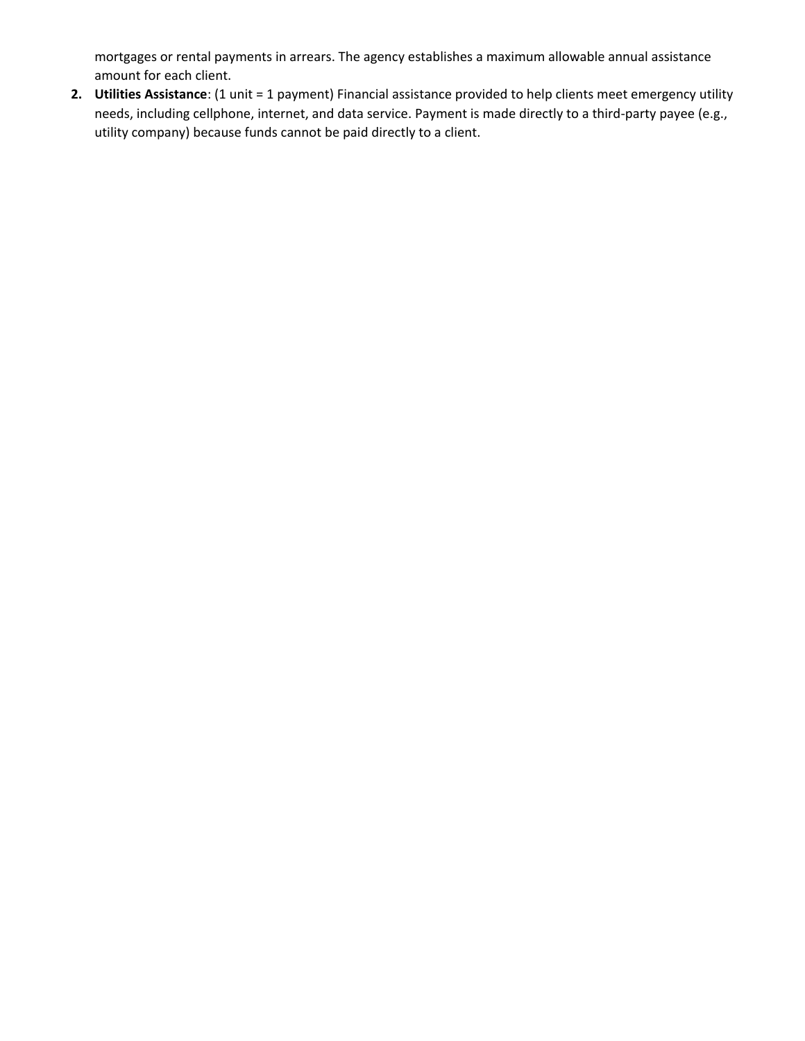mortgages or rental payments in arrears. The agency establishes a maximum allowable annual assistance amount for each client.

2. **Utilities Assistance**: (1 unit = 1 payment) Financial assistance provided to help clients meet emergency utility needs, including cellphone, internet, and data service. Payment is made directly to a third-party payee (e.g., utility company) because funds cannot be paid directly to a client.